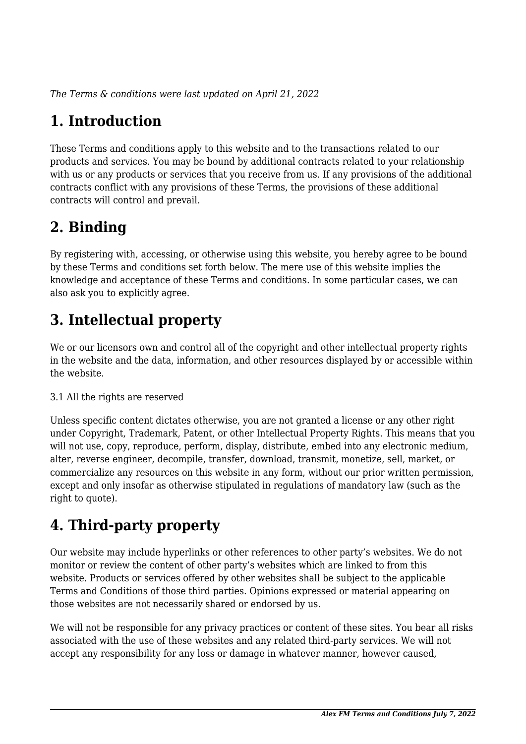*The Terms & conditions were last updated on April 21, 2022*

# 1. Introduction

These Terms and conditions apply to this website and to the transactions related to our products and services. You may be bound by additional contracts related to your relationship with us or any products or services that you receive from us. If any provisions of the additional contracts conflict with any provisions of these Terms, the provisions of these additional contracts will control and prevail.

# 2. Binding

By registering with, accessing, or otherwise using this website, you hereby agree to be bound by these Terms and conditions set forth below. The mere use of this website implies the knowledge and acceptance of these Terms and conditions. In some particular cases, we can also ask you to explicitly agree.

# 3. Intellectual property

We or our licensors own and control all of the copyright and other intellectual property rights in the website and the data, information, and other resources displayed by or accessible within the website.

3.1 All the rights are reserved

Unless specific content dictates otherwise, you are not granted a license or any other right under Copyright, Trademark, Patent, or other Intellectual Property Rights. This means that you will not use, copy, reproduce, perform, display, distribute, embed into any electronic medium, alter, reverse engineer, decompile, transfer, download, transmit, monetize, sell, market, or commercialize any resources on this website in any form, without our prior written permission, except and only insofar as otherwise stipulated in regulations of mandatory law (such as the right to quote).

# 4. Third-party property

Our website may include hyperlinks or other references to other party's websites. We do not monitor or review the content of other party's websites which are linked to from this website. Products or services offered by other websites shall be subject to the applicable Terms and Conditions of those third parties. Opinions expressed or material appearing on those websites are not necessarily shared or endorsed by us.

We will not be responsible for any privacy practices or content of these sites. You bear all risks associated with the use of these websites and any related third-party services. We will not accept any responsibility for any loss or damage in whatever manner, however caused,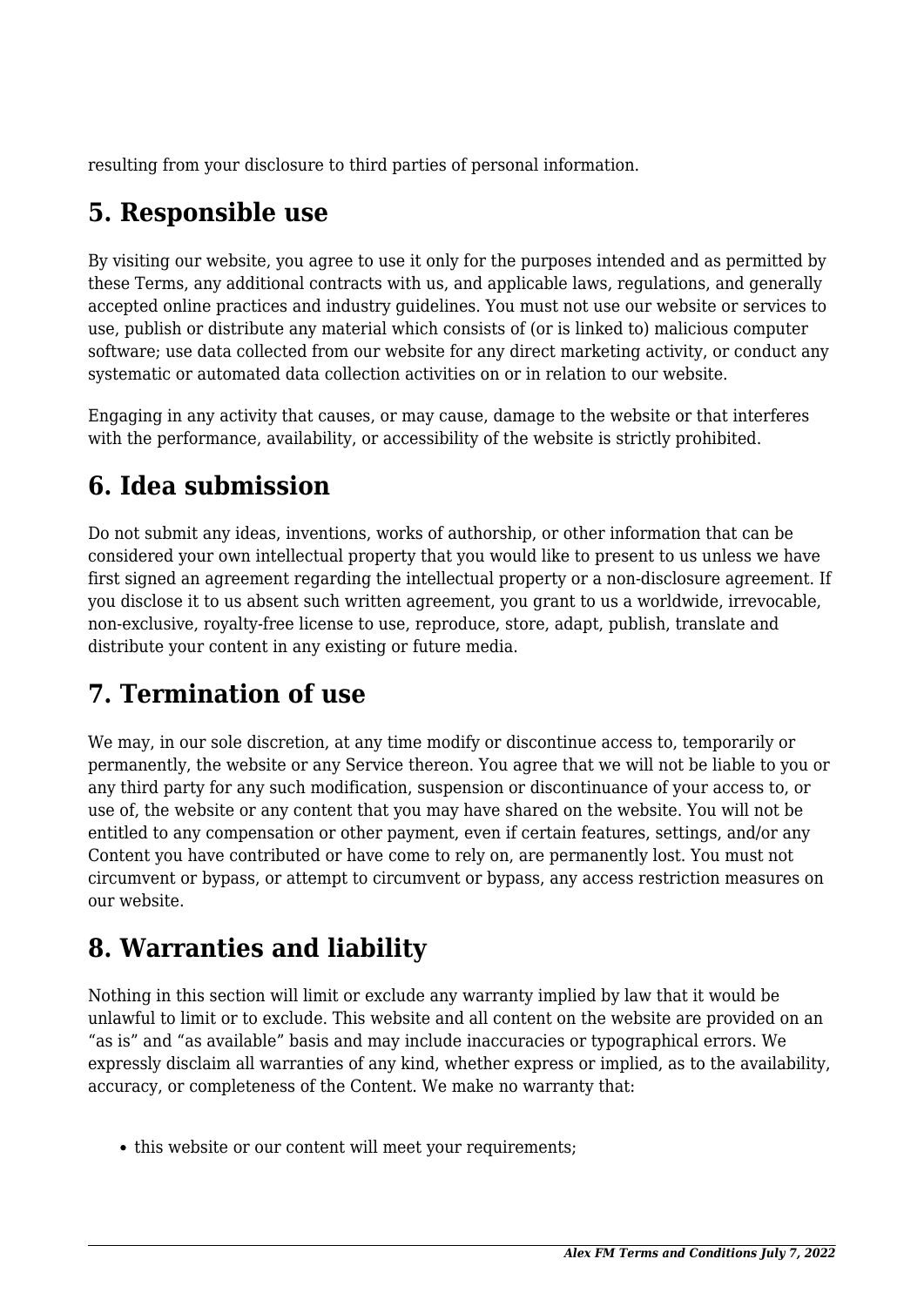resulting from your disclosure to third parties of personal information.

## 5. Responsible use

By visiting our website, you agree to use it only for the purposes intended and as permitted by these Terms, any additional contracts with us, and applicable laws, regulations, and generally accepted online practices and industry guidelines. You must not use our website or services to use, publish or distribute any material which consists of (or is linked to) malicious computer software; use data collected from our website for any direct marketing activity, or conduct any systematic or automated data collection activities on or in relation to our website.

Engaging in any activity that causes, or may cause, damage to the website or that interferes with the performance, availability, or accessibility of the website is strictly prohibited.

## 6. Idea submission

Do not submit any ideas, inventions, works of authorship, or other information that can be considered your own intellectual property that you would like to present to us unless we have first signed an agreement regarding the intellectual property or a non-disclosure agreement. If you disclose it to us absent such written agreement, you grant to us a worldwide, irrevocable, non-exclusive, royalty-free license to use, reproduce, store, adapt, publish, translate and distribute your content in any existing or future media.

## 7. Termination of use

We may, in our sole discretion, at any time modify or discontinue access to, temporarily or permanently, the website or any Service thereon. You agree that we will not be liable to you or any third party for any such modification, suspension or discontinuance of your access to, or use of, the website or any content that you may have shared on the website. You will not be entitled to any compensation or other payment, even if certain features, settings, and/or any Content you have contributed or have come to rely on, are permanently lost. You must not circumvent or bypass, or attempt to circumvent or bypass, any access restriction measures on our website.

## 8. Warranties and liability

Nothing in this section will limit or exclude any warranty implied by law that it would be unlawful to limit or to exclude. This website and all content on the website are provided on an "as is" and "as available" basis and may include inaccuracies or typographical errors. We expressly disclaim all warranties of any kind, whether express or implied, as to the availability, accuracy, or completeness of the Content. We make no warranty that:

- this website or our content will meet your requirements;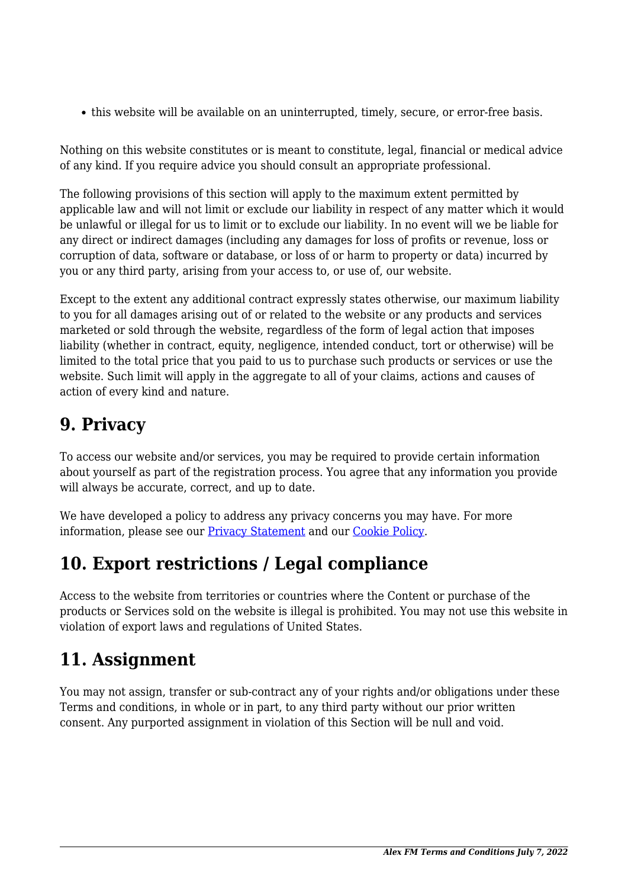- this website will be available on an uninterrupted, timely, secure, or error-free basis.

Nothing on this website constitutes or is meant to constitute, legal, financial or medical advice of any kind. If you require advice you should consult an appropriate professional.

The following provisions of this section will apply to the maximum extent permitted by applicable law and will not limit or exclude our liability in respect of any matter which it would be unlawful or illegal for us to limit or to exclude our liability. In no event will we be liable for any direct or indirect damages (including any damages for loss of profits or revenue, loss or corruption of data, software or database, or loss of or harm to property or data) incurred by you or any third party, arising from your access to, or use of, our website.

Except to the extent any additional contract expressly states otherwise, our maximum liability to you for all damages arising out of or related to the website or any products and services marketed or sold through the website, regardless of the form of legal action that imposes liability (whether in contract, equity, negligence, intended conduct, tort or otherwise) will be limited to the total price that you paid to us to purchase such products or services or use the website. Such limit will apply in the aggregate to all of your claims, actions and causes of action of every kind and nature.

## 9. Privacy

To access our website and/or services, you may be required to provide certain information about yourself as part of the registration process. You agree that any information you provide will always be accurate, correct, and up to date.

We have developed a policy to address any privacy concerns you may have. For more information, please see our Privacy Statement and our Cookie Policy.

## 10. Export restrictions / Legal compliance

Access to the website from territories or countries where the Content or purchase of the products or Services sold on the website is illegal is prohibited. You may not use this website in violation of export laws and regulations of United States.

## 11. Assignment

You may not assign, transfer or sub-contract any of your rights and/or obligations under these Terms and conditions, in whole or in part, to any third party without our prior written consent. Any purported assignment in violation of this Section will be null and void.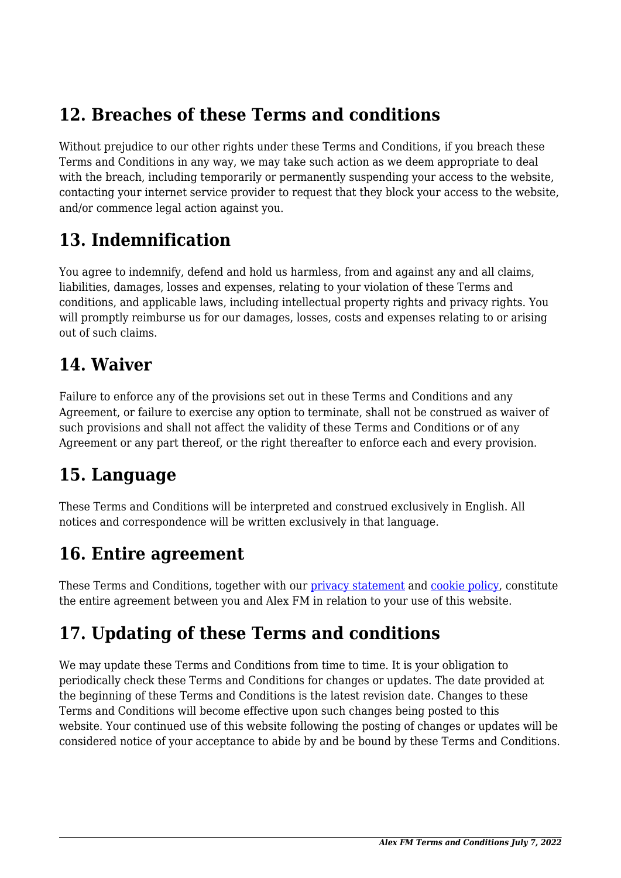## 12. Breaches of these Terms and conditions

Without prejudice to our other rights under these Terms and Conditions, if you breach these Terms and Conditions in any way, we may take such action as we deem appropriate to deal with the breach, including temporarily or permanently suspending your access to the website, contacting your internet service provider to request that they block your access to the website, and/or commence legal action against you.

## 13. Indemnification

You agree to indemnify, defend and hold us harmless, from and against any and all claims, liabilities, damages, losses and expenses, relating to your violation of these Terms and conditions, and applicable laws, including intellectual property rights and privacy rights. You will promptly reimburse us for our damages, losses, costs and expenses relating to or arising out of such claims.

## 14. Waiver

Failure to enforce any of the provisions set out in these Terms and Conditions and any Agreement, or failure to exercise any option to terminate, shall not be construed as waiver of such provisions and shall not affect the validity of these Terms and Conditions or of any Agreement or any part thereof, or the right thereafter to enforce each and every provision.

## 15. Language

These Terms and Conditions will be interpreted and construed exclusively in English. All notices and correspondence will be written exclusively in that language.

## 16. Entire agreement

These Terms and Conditions, together with our privacy statement and cookie policy, constitute the entire agreement between you and Alex FM in relation to your use of this website.

## 17. Updating of these Terms and conditions

We may update these Terms and Conditions from time to time. It is your obligation to periodically check these Terms and Conditions for changes or updates. The date provided at the beginning of these Terms and Conditions is the latest revision date. Changes to these Terms and Conditions will become effective upon such changes being posted to this website. Your continued use of this website following the posting of changes or updates will be considered notice of your acceptance to abide by and be bound by these Terms and Conditions.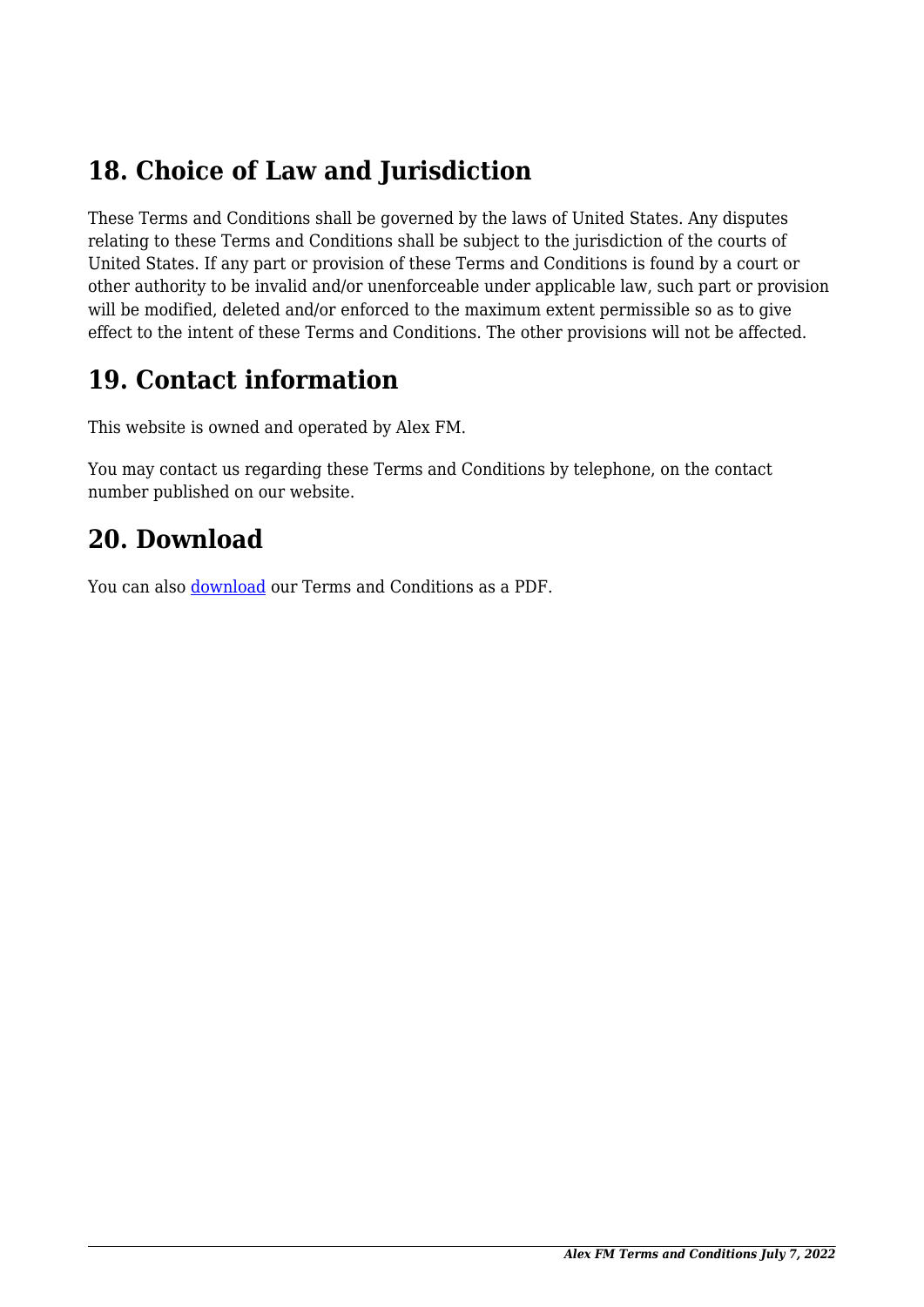## 18. Choice of Law and Jurisdiction

These Terms and Conditions shall be governed by the laws of United States. Any disputes relating to these Terms and Conditions shall be subject to the jurisdiction of the courts of United States. If any part or provision of these Terms and Conditions is found by a court or other authority to be invalid and/or unenforceable under applicable law, such part or provision will be modified, deleted and/or enforced to the maximum extent permissible so as to give effect to the intent of these Terms and Conditions. The other provisions will not be affected.

## 19. Contact information

This website is owned and operated by Alex FM.

You may contact us regarding these Terms and Conditions by telephone, on the contact number published on our website.

## 20. Download

You can also download our Terms and Conditions as a PDF.